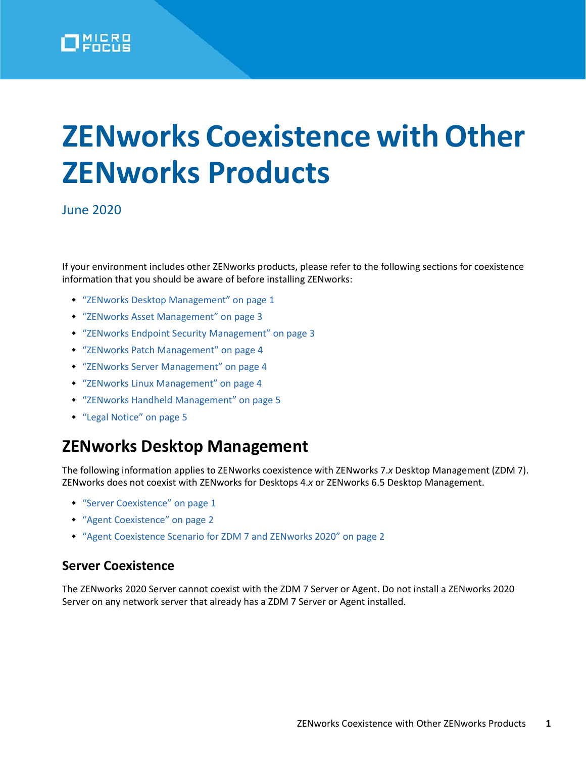# ZENworks Coexistence with Other ZENworks Products

June 2020

If your environment includes other ZENworks products, please refer to the following sections for coexistence information that you should be aware of before installing ZENworks:

- "ZENworks Desktop Management" on page 1
- "ZENworks Asset Management" on page 3
- "ZENworks Endpoint Security Management" on page 3
- "ZENworks Patch Management" on page 4
- "ZENworks Server Management" on page 4
- "ZENworks Linux Management" on page 4
- "ZENworks Handheld Management" on page 5
- "Legal Notice" on page 5

## ZENworks Desktop Management

The following information applies to ZENworks coexistence with ZENworks 7.*x* Desktop Management (ZDM 7). ZENworks does not coexist with ZENworks for Desktops 4.*x* or ZENworks 6.5 Desktop Management.

- "Server Coexistence" on page 1
- "Agent Coexistence" on page 2
- "Agent Coexistence Scenario for ZDM 7 and ZENworks 2020" on page 2

### Server Coexistence

The ZENworks 2020 Server cannot coexist with the ZDM 7 Server or Agent. Do not install a ZENworks 2020 Server on any network server that already has a ZDM 7 Server or Agent installed.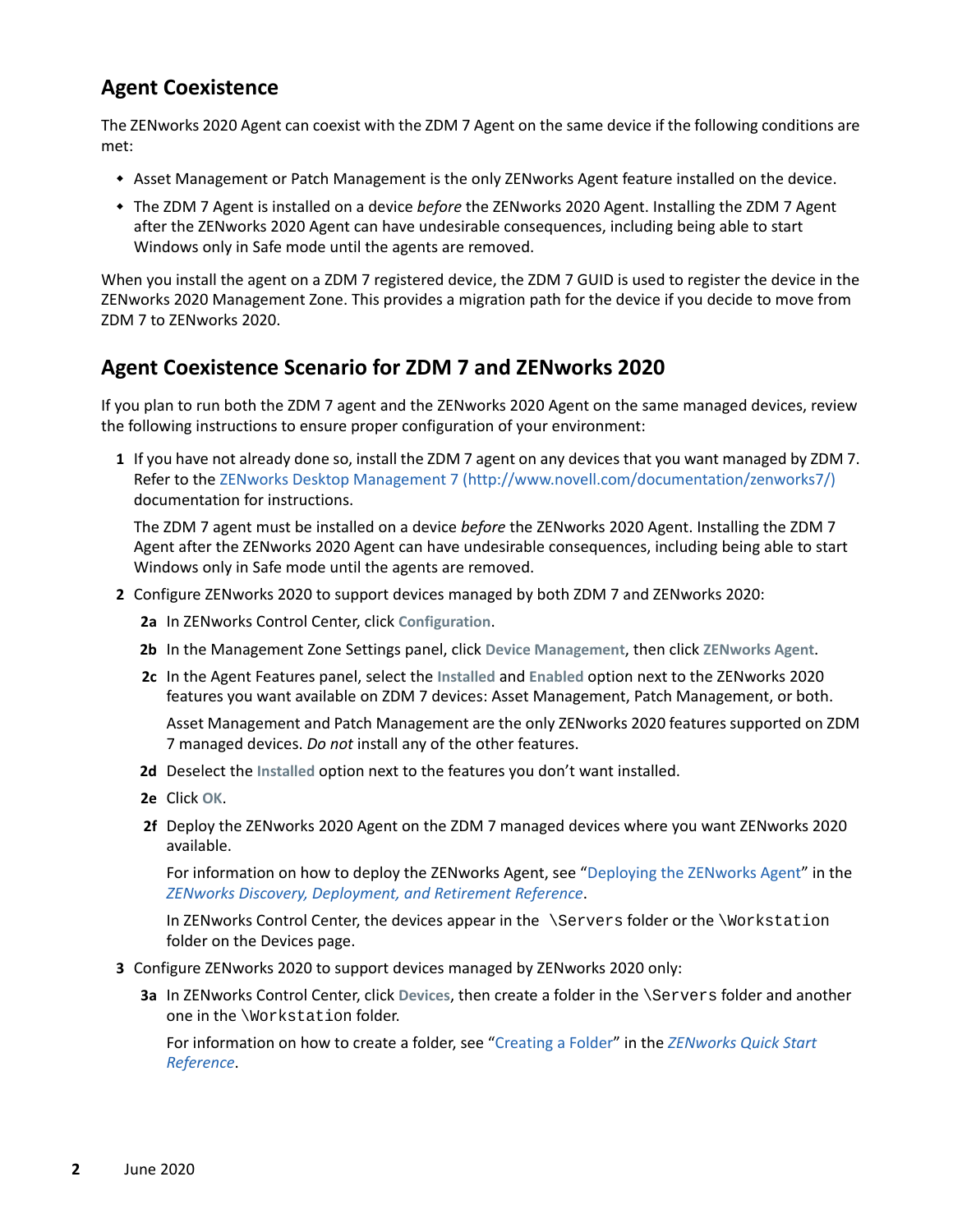## Agent Coexistence

The ZENworks 2020 Agent can coexist with the ZDM 7 Agent on the same device if the following conditions are met:

- Asset Management or Patch Management is the only ZENworks Agent feature installed on the device.
- The ZDM 7 Agent is installed on a device *before* the ZENworks 2020 Agent. Installing the ZDM 7 Agent after the ZENworks 2020 Agent can have undesirable consequences, including being able to start Windows only in Safe mode until the agents are removed.

When you install the agent on a ZDM 7 registered device, the ZDM 7 GUID is used to register the device in the ZENworks 2020 Management Zone. This provides a migration path for the device if you decide to move from ZDM 7 to ZENworks 2020.

## Agent Coexistence Scenario for ZDM 7 and ZENworks 2020

If you plan to run both the ZDM 7 agent and the ZENworks 2020 Agent on the same managed devices, review the following instructions to ensure proper configuration of your environment:

**1** If you have not already done so, install the ZDM 7 agent on any devices that you want managed by ZDM 7. Refer to the ZENworks Desktop Management 7 (http://www.novell.com/documentation/zenworks7/) documentation for instructions.

The ZDM 7 agent must be installed on a device *before* the ZENworks 2020 Agent. Installing the ZDM 7 Agent after the ZENworks 2020 Agent can have undesirable consequences, including being able to start Windows only in Safe mode until the agents are removed.

**2** Configure ZENworks 2020 to support devices managed by both ZDM 7 and ZENworks 2020:

**2a** In ZENworks Control Center, click **Configuration**.

**2b** In the Management Zone Settings panel, click **Device Management**, then click **ZENworks Agent**.

**2c** In the Agent Features panel, select the **Installed** and **Enabled** option next to the ZENworks 2020 features you want available on ZDM 7 devices: Asset Management, Patch Management, or both.

Asset Management and Patch Management are the only ZENworks 2020 features supported on ZDM 7 managed devices. *Do not* install any of the other features.

**2d** Deselect the **Installed** option next to the features you don't want installed.

**2e** Click **OK**.

**2f** Deploy the ZENworks 2020 Agent on the ZDM 7 managed devices where you want ZENworks 2020 available.

For information on how to deploy the ZENworks Agent, see "Deploying the ZENworks Agent" in the *ZENworks Discovery, Deployment, and Retirement Reference*.

In ZENworks Control Center, the devices appear in the `\Servers` folder or the `\Workstation` folder on the Devices page.

**3** Configure ZENworks 2020 to support devices managed by ZENworks 2020 only:

**3a** In ZENworks Control Center, click **Devices**, then create a folder in the `\Servers` folder and another one in the `\Workstation` folder.

For information on how to create a folder, see "Creating a Folder" in the *ZENworks Quick Start Reference*.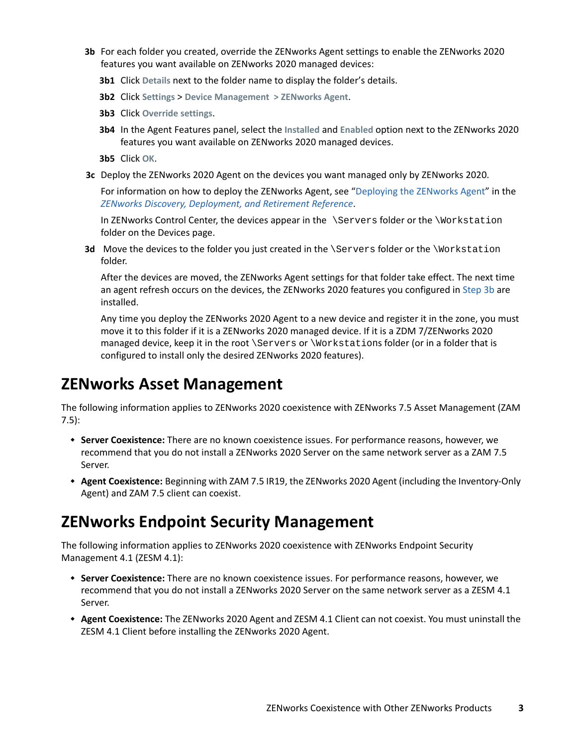**3b** For each folder you created, override the ZENworks Agent settings to enable the ZENworks 2020 features you want available on ZENworks 2020 managed devices:

**3b1** Click **Details** next to the folder name to display the folder's details.

**3b2** Click **Settings** > **Device Management** > **ZENworks Agent**.

**3b3** Click **Override settings**.

**3b4** In the Agent Features panel, select the **Installed** and **Enabled** option next to the ZENworks 2020 features you want available on ZENworks 2020 managed devices.

**3b5** Click **OK**.

**3c** Deploy the ZENworks 2020 Agent on the devices you want managed only by ZENworks 2020.

For information on how to deploy the ZENworks Agent, see "Deploying the ZENworks Agent" in the *ZENworks Discovery, Deployment, and Retirement Reference*.

In ZENworks Control Center, the devices appear in the `\Servers` folder or the `\Workstation` folder on the Devices page.

**3d** Move the devices to the folder you just created in the `\Servers` folder or the `\Workstation` folder.

After the devices are moved, the ZENworks Agent settings for that folder take effect. The next time an agent refresh occurs on the devices, the ZENworks 2020 features you configured in Step 3b are installed.

Any time you deploy the ZENworks 2020 Agent to a new device and register it in the zone, you must move it to this folder if it is a ZENworks 2020 managed device. If it is a ZDM 7/ZENworks 2020 managed device, keep it in the root `\Servers` or `\Workstations` folder (or in a folder that is configured to install only the desired ZENworks 2020 features).

## ZENworks Asset Management

The following information applies to ZENworks 2020 coexistence with ZENworks 7.5 Asset Management (ZAM 7.5):

- **Server Coexistence:** There are no known coexistence issues. For performance reasons, however, we recommend that you do not install a ZENworks 2020 Server on the same network server as a ZAM 7.5 Server.
- **Agent Coexistence:** Beginning with ZAM 7.5 IR19, the ZENworks 2020 Agent (including the Inventory-Only Agent) and ZAM 7.5 client can coexist.

## ZENworks Endpoint Security Management

The following information applies to ZENworks 2020 coexistence with ZENworks Endpoint Security Management 4.1 (ZESM 4.1):

- **Server Coexistence:** There are no known coexistence issues. For performance reasons, however, we recommend that you do not install a ZENworks 2020 Server on the same network server as a ZESM 4.1 Server.
- **Agent Coexistence:** The ZENworks 2020 Agent and ZESM 4.1 Client can not coexist. You must uninstall the ZESM 4.1 Client before installing the ZENworks 2020 Agent.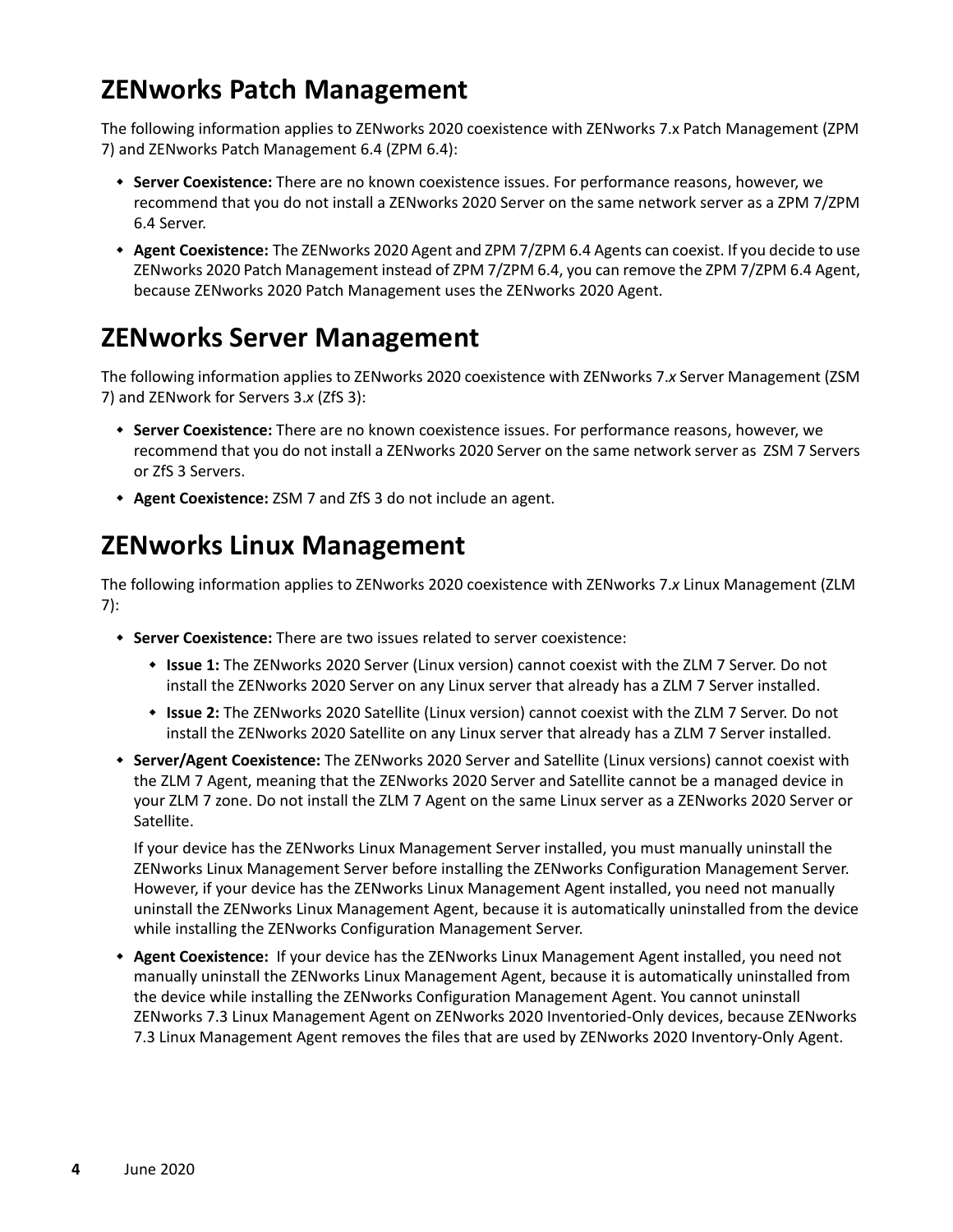## ZENworks Patch Management

The following information applies to ZENworks 2020 coexistence with ZENworks 7.x Patch Management (ZPM 7) and ZENworks Patch Management 6.4 (ZPM 6.4):

- **Server Coexistence:** There are no known coexistence issues. For performance reasons, however, we recommend that you do not install a ZENworks 2020 Server on the same network server as a ZPM 7/ZPM 6.4 Server.
- **Agent Coexistence:** The ZENworks 2020 Agent and ZPM 7/ZPM 6.4 Agents can coexist. If you decide to use ZENworks 2020 Patch Management instead of ZPM 7/ZPM 6.4, you can remove the ZPM 7/ZPM 6.4 Agent, because ZENworks 2020 Patch Management uses the ZENworks 2020 Agent.

## ZENworks Server Management

The following information applies to ZENworks 2020 coexistence with ZENworks 7.*x* Server Management (ZSM 7) and ZENwork for Servers 3.*x* (ZfS 3):

- **Server Coexistence:** There are no known coexistence issues. For performance reasons, however, we recommend that you do not install a ZENworks 2020 Server on the same network server as ZSM 7 Servers or ZfS 3 Servers.
- **Agent Coexistence:** ZSM 7 and ZfS 3 do not include an agent.

## ZENworks Linux Management

The following information applies to ZENworks 2020 coexistence with ZENworks 7.*x* Linux Management (ZLM 7):

- **Server Coexistence:** There are two issues related to server coexistence:
  - **Issue 1:** The ZENworks 2020 Server (Linux version) cannot coexist with the ZLM 7 Server. Do not install the ZENworks 2020 Server on any Linux server that already has a ZLM 7 Server installed.
  - **Issue 2:** The ZENworks 2020 Satellite (Linux version) cannot coexist with the ZLM 7 Server. Do not install the ZENworks 2020 Satellite on any Linux server that already has a ZLM 7 Server installed.
- **Server/Agent Coexistence:** The ZENworks 2020 Server and Satellite (Linux versions) cannot coexist with the ZLM 7 Agent, meaning that the ZENworks 2020 Server and Satellite cannot be a managed device in your ZLM 7 zone. Do not install the ZLM 7 Agent on the same Linux server as a ZENworks 2020 Server or Satellite.

  If your device has the ZENworks Linux Management Server installed, you must manually uninstall the ZENworks Linux Management Server before installing the ZENworks Configuration Management Server. However, if your device has the ZENworks Linux Management Agent installed, you need not manually uninstall the ZENworks Linux Management Agent, because it is automatically uninstalled from the device while installing the ZENworks Configuration Management Server.
- **Agent Coexistence:** If your device has the ZENworks Linux Management Agent installed, you need not manually uninstall the ZENworks Linux Management Agent, because it is automatically uninstalled from the device while installing the ZENworks Configuration Management Agent. You cannot uninstall ZENworks 7.3 Linux Management Agent on ZENworks 2020 Inventoried-Only devices, because ZENworks 7.3 Linux Management Agent removes the files that are used by ZENworks 2020 Inventory-Only Agent.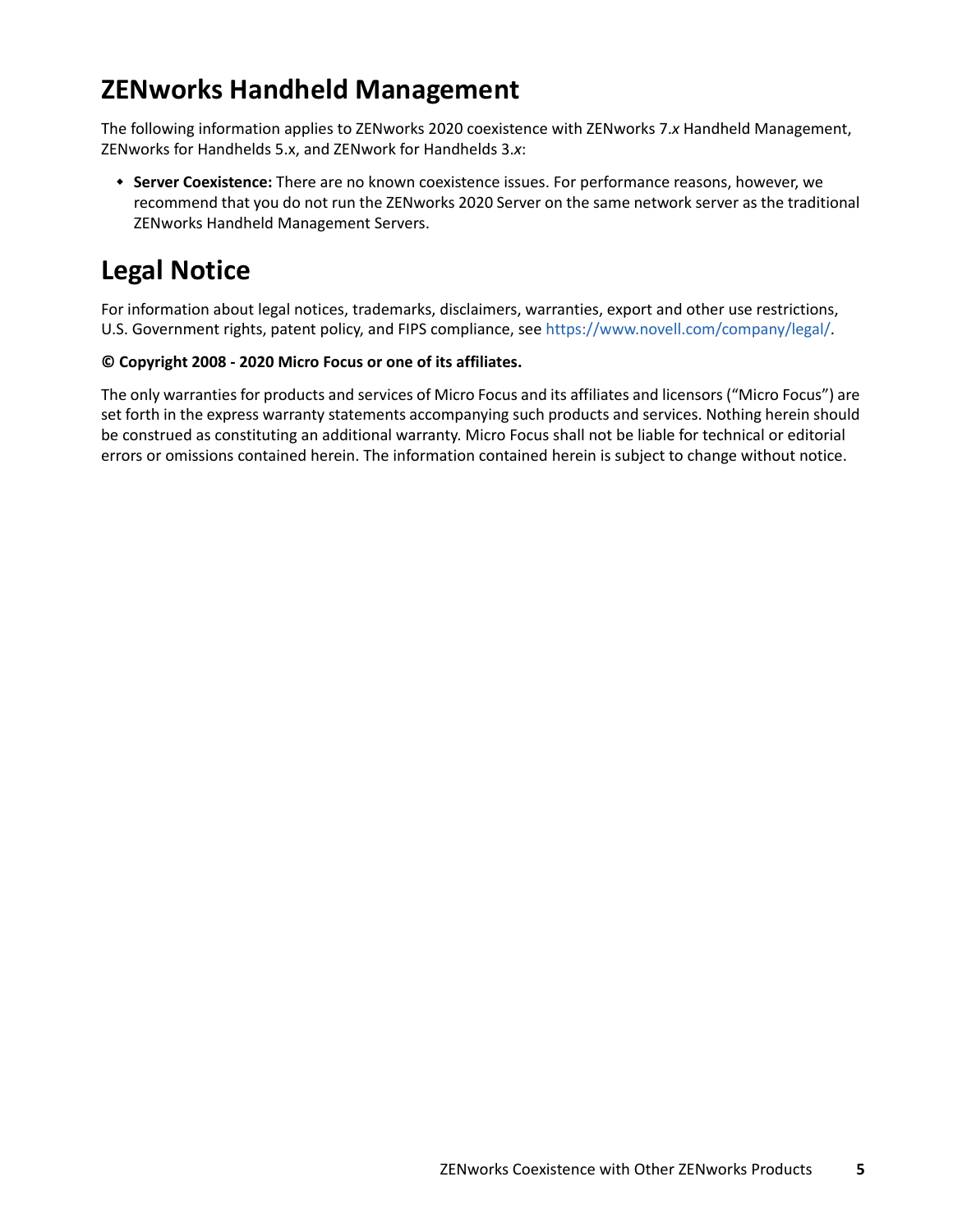## ZENworks Handheld Management

The following information applies to ZENworks 2020 coexistence with ZENworks 7.*x* Handheld Management, ZENworks for Handhelds 5.x, and ZENwork for Handhelds 3.*x*:

- **Server Coexistence:** There are no known coexistence issues. For performance reasons, however, we recommend that you do not run the ZENworks 2020 Server on the same network server as the traditional ZENworks Handheld Management Servers.

## Legal Notice

For information about legal notices, trademarks, disclaimers, warranties, export and other use restrictions, U.S. Government rights, patent policy, and FIPS compliance, see https://www.novell.com/company/legal/.

**© Copyright 2008 - 2020 Micro Focus or one of its affiliates.**

The only warranties for products and services of Micro Focus and its affiliates and licensors (“Micro Focus”) are set forth in the express warranty statements accompanying such products and services. Nothing herein should be construed as constituting an additional warranty. Micro Focus shall not be liable for technical or editorial errors or omissions contained herein. The information contained herein is subject to change without notice.